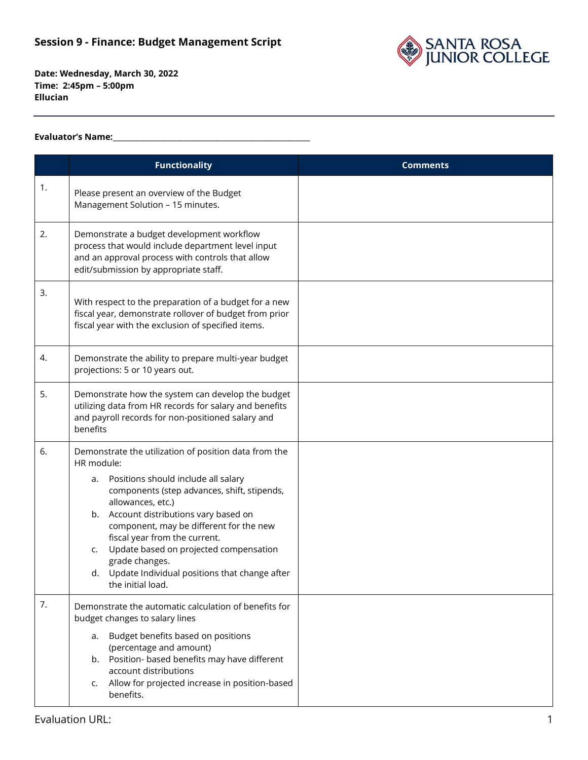## Session 9 - Finance: Budget Management Script

**Date: Wednesday, March 30, 2022**
**Time: 2:45pm – 5:00pm**
**Ellucian**

**Evaluator's Name:**\_\_\_\_\_\_\_\_\_\_\_\_\_\_\_\_\_\_\_\_\_\_\_\_\_\_\_\_\_\_\_\_\_\_\_\_\_\_\_\_\_\_\_\_\_\_\_\_

| | Functionality | Comments |
|---|---|---|
| 1. | Please present an overview of the Budget Management Solution – 15 minutes. | |
| 2. | Demonstrate a budget development workflow process that would include department level input and an approval process with controls that allow edit/submission by appropriate staff. | |
| 3. | With respect to the preparation of a budget for a new fiscal year, demonstrate rollover of budget from prior fiscal year with the exclusion of specified items. | |
| 4. | Demonstrate the ability to prepare multi-year budget projections: 5 or 10 years out. | |
| 5. | Demonstrate how the system can develop the budget utilizing data from HR records for salary and benefits and payroll records for non-positioned salary and benefits | |
| 6. | Demonstrate the utilization of position data from the HR module:<br>a. Positions should include all salary components (step advances, shift, stipends, allowances, etc.)<br>b. Account distributions vary based on component, may be different for the new fiscal year from the current.<br>c. Update based on projected compensation grade changes.<br>d. Update Individual positions that change after the initial load. | |
| 7. | Demonstrate the automatic calculation of benefits for budget changes to salary lines<br>a. Budget benefits based on positions (percentage and amount)<br>b. Position- based benefits may have different account distributions<br>c. Allow for projected increase in position-based benefits. | |

Evaluation URL: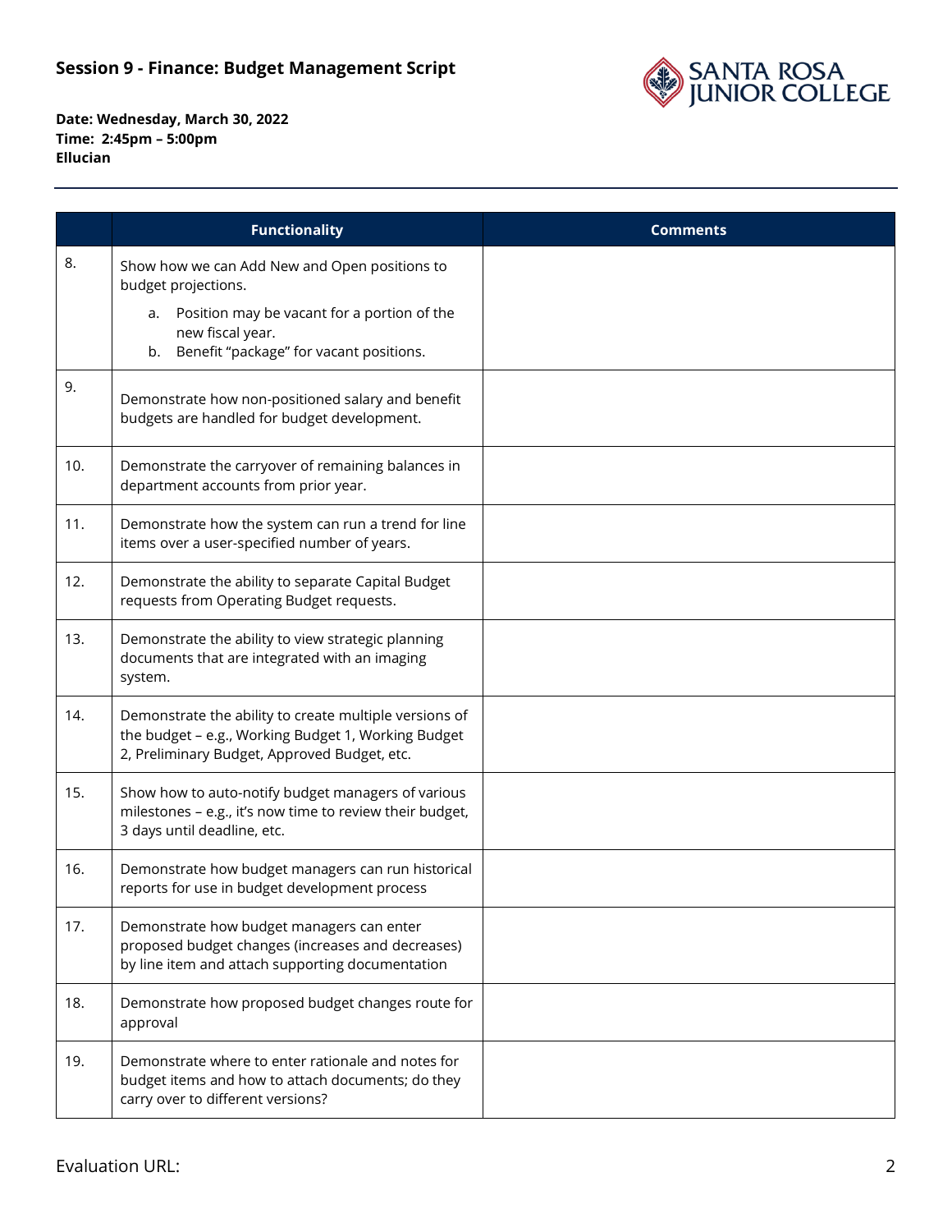## Session 9 - Finance: Budget Management Script

**Date: Wednesday, March 30, 2022**
**Time: 2:45pm – 5:00pm**
**Ellucian**

| | Functionality | Comments |
|---|---|---|
| 8. | Show how we can Add New and Open positions to budget projections.<br>a. Position may be vacant for a portion of the new fiscal year.<br>b. Benefit "package" for vacant positions. | |
| 9. | Demonstrate how non-positioned salary and benefit budgets are handled for budget development. | |
| 10. | Demonstrate the carryover of remaining balances in department accounts from prior year. | |
| 11. | Demonstrate how the system can run a trend for line items over a user-specified number of years. | |
| 12. | Demonstrate the ability to separate Capital Budget requests from Operating Budget requests. | |
| 13. | Demonstrate the ability to view strategic planning documents that are integrated with an imaging system. | |
| 14. | Demonstrate the ability to create multiple versions of the budget – e.g., Working Budget 1, Working Budget 2, Preliminary Budget, Approved Budget, etc. | |
| 15. | Show how to auto-notify budget managers of various milestones – e.g., it's now time to review their budget, 3 days until deadline, etc. | |
| 16. | Demonstrate how budget managers can run historical reports for use in budget development process | |
| 17. | Demonstrate how budget managers can enter proposed budget changes (increases and decreases) by line item and attach supporting documentation | |
| 18. | Demonstrate how proposed budget changes route for approval | |
| 19. | Demonstrate where to enter rationale and notes for budget items and how to attach documents; do they carry over to different versions? | |

Evaluation URL: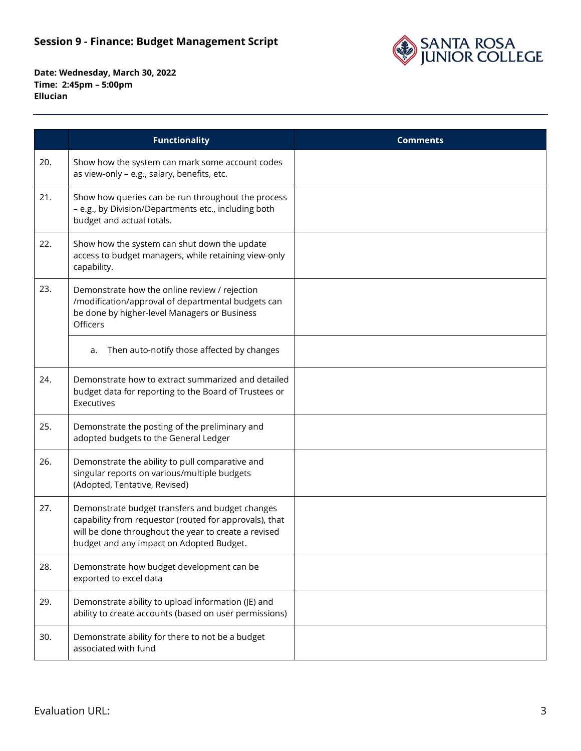## Session 9 - Finance: Budget Management Script

**Date: Wednesday, March 30, 2022**
**Time: 2:45pm – 5:00pm**
**Ellucian**

| | Functionality | Comments |
|---|---|---|
| 20. | Show how the system can mark some account codes as view-only – e.g., salary, benefits, etc. | |
| 21. | Show how queries can be run throughout the process – e.g., by Division/Departments etc., including both budget and actual totals. | |
| 22. | Show how the system can shut down the update access to budget managers, while retaining view-only capability. | |
| 23. | Demonstrate how the online review / rejection /modification/approval of departmental budgets can be done by higher-level Managers or Business Officers | |
| | a. Then auto-notify those affected by changes | |
| 24. | Demonstrate how to extract summarized and detailed budget data for reporting to the Board of Trustees or Executives | |
| 25. | Demonstrate the posting of the preliminary and adopted budgets to the General Ledger | |
| 26. | Demonstrate the ability to pull comparative and singular reports on various/multiple budgets (Adopted, Tentative, Revised) | |
| 27. | Demonstrate budget transfers and budget changes capability from requestor (routed for approvals), that will be done throughout the year to create a revised budget and any impact on Adopted Budget. | |
| 28. | Demonstrate how budget development can be exported to excel data | |
| 29. | Demonstrate ability to upload information (JE) and ability to create accounts (based on user permissions) | |
| 30. | Demonstrate ability for there to not be a budget associated with fund | |

Evaluation URL: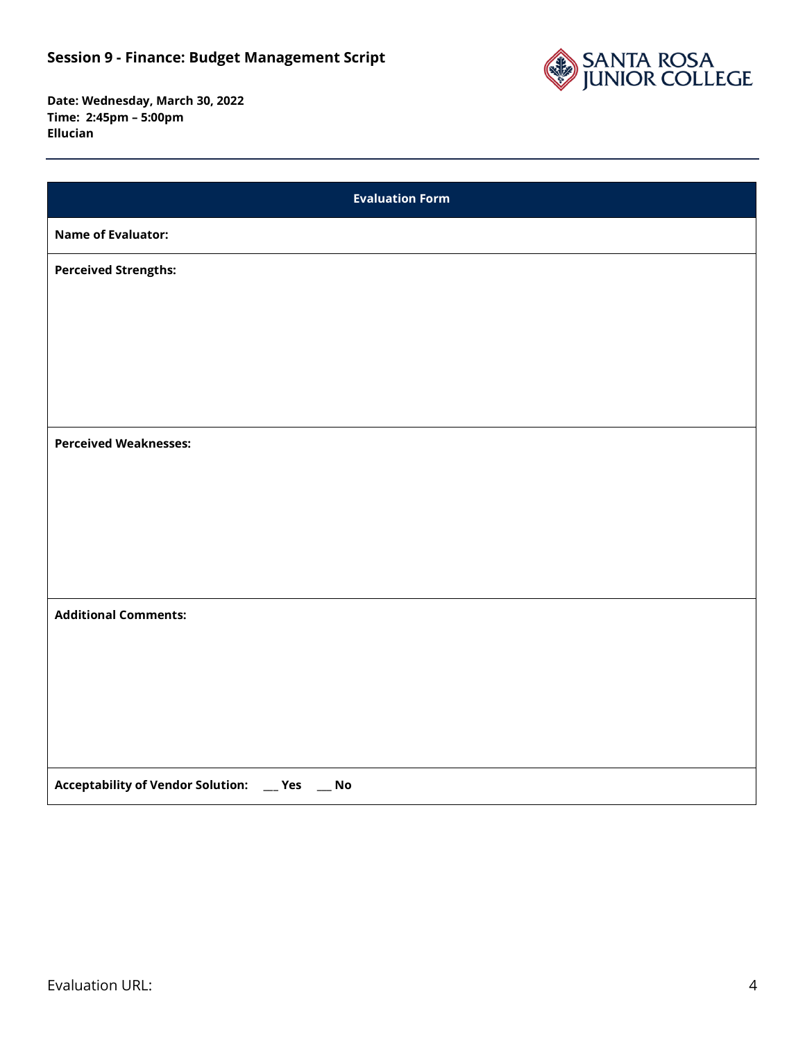**Session 9 - Finance: Budget Management Script**

**Date: Wednesday, March 30, 2022**
**Time: 2:45pm – 5:00pm**
**Ellucian**

---

| **Evaluation Form** |
| --- |
| **Name of Evaluator:** |
| **Perceived Strengths:** |
| **Perceived Weaknesses:** |
| **Additional Comments:** |
| **Acceptability of Vendor Solution:** ___ **Yes** ___ **No** |

Evaluation URL: